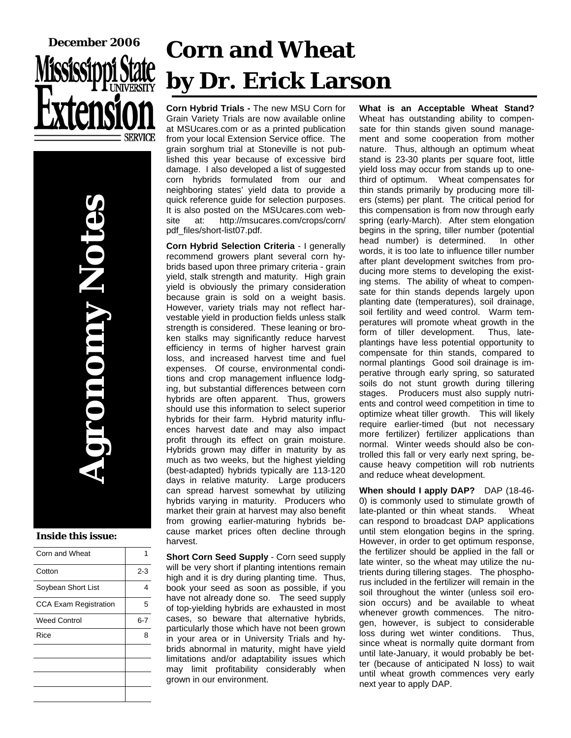December 2006

Mississippi State University Extension Service

# Corn and Wheat by Dr. Erick Larson

**Agronomy Notes**

**Inside this issue:**

| | |
|---|---|
| Corn and Wheat | 1 |
| Cotton | 2-3 |
| Soybean Short List | 4 |
| CCA Exam Registration | 5 |
| Weed Control | 6-7 |
| Rice | 8 |

**Corn Hybrid Trials -** The new MSU Corn for Grain Variety Trials are now available online at MSUcares.com or as a printed publication from your local Extension Service office. The grain sorghum trial at Stoneville is not published this year because of excessive bird damage. I also developed a list of suggested corn hybrids formulated from our and neighboring states' yield data to provide a quick reference guide for selection purposes. It is also posted on the MSUcares.com website at: http://msucares.com/crops/corn/pdf_files/short-list07.pdf.

**Corn Hybrid Selection Criteria** - I generally recommend growers plant several corn hybrids based upon three primary criteria - grain yield, stalk strength and maturity. High grain yield is obviously the primary consideration because grain is sold on a weight basis. However, variety trials may not reflect harvestable yield in production fields unless stalk strength is considered. These leaning or broken stalks may significantly reduce harvest efficiency in terms of higher harvest grain loss, and increased harvest time and fuel expenses. Of course, environmental conditions and crop management influence lodging, but substantial differences between corn hybrids are often apparent. Thus, growers should use this information to select superior hybrids for their farm. Hybrid maturity influences harvest date and may also impact profit through its effect on grain moisture. Hybrids grown may differ in maturity by as much as two weeks, but the highest yielding (best-adapted) hybrids typically are 113-120 days in relative maturity. Large producers can spread harvest somewhat by utilizing hybrids varying in maturity. Producers who market their grain at harvest may also benefit from growing earlier-maturing hybrids because market prices often decline through harvest.

**Short Corn Seed Supply** - Corn seed supply will be very short if planting intentions remain high and it is dry during planting time. Thus, book your seed as soon as possible, if you have not already done so. The seed supply of top-yielding hybrids are exhausted in most cases, so beware that alternative hybrids, particularly those which have not been grown in your area or in University Trials and hybrids abnormal in maturity, might have yield limitations and/or adaptability issues which may limit profitability considerably when grown in our environment.

**What is an Acceptable Wheat Stand?** Wheat has outstanding ability to compensate for thin stands given sound management and some cooperation from mother nature. Thus, although an optimum wheat stand is 23-30 plants per square foot, little yield loss may occur from stands up to one-third of optimum. Wheat compensates for thin stands primarily by producing more tillers (stems) per plant. The critical period for this compensation is from now through early spring (early-March). After stem elongation begins in the spring, tiller number (potential head number) is determined. In other words, it is too late to influence tiller number after plant development switches from producing more stems to developing the existing stems. The ability of wheat to compensate for thin stands depends largely upon planting date (temperatures), soil drainage, soil fertility and weed control. Warm temperatures will promote wheat growth in the form of tiller development. Thus, late-plantings have less potential opportunity to compensate for thin stands, compared to normal plantings Good soil drainage is imperative through early spring, so saturated soils do not stunt growth during tillering stages. Producers must also supply nutrients and control weed competition in time to optimize wheat tiller growth. This will likely require earlier-timed (but not necessary more fertilizer) fertilizer applications than normal. Winter weeds should also be controlled this fall or very early next spring, because heavy competition will rob nutrients and reduce wheat development.

**When should I apply DAP?** DAP (18-46-0) is commonly used to stimulate growth of late-planted or thin wheat stands. Wheat can respond to broadcast DAP applications until stem elongation begins in the spring. However, in order to get optimum response, the fertilizer should be applied in the fall or late winter, so the wheat may utilize the nutrients during tillering stages. The phosphorus included in the fertilizer will remain in the soil throughout the winter (unless soil erosion occurs) and be available to wheat whenever growth commences. The nitrogen, however, is subject to considerable loss during wet winter conditions. Thus, since wheat is normally quite dormant from until late-January, it would probably be better (because of anticipated N loss) to wait until wheat growth commences very early next year to apply DAP.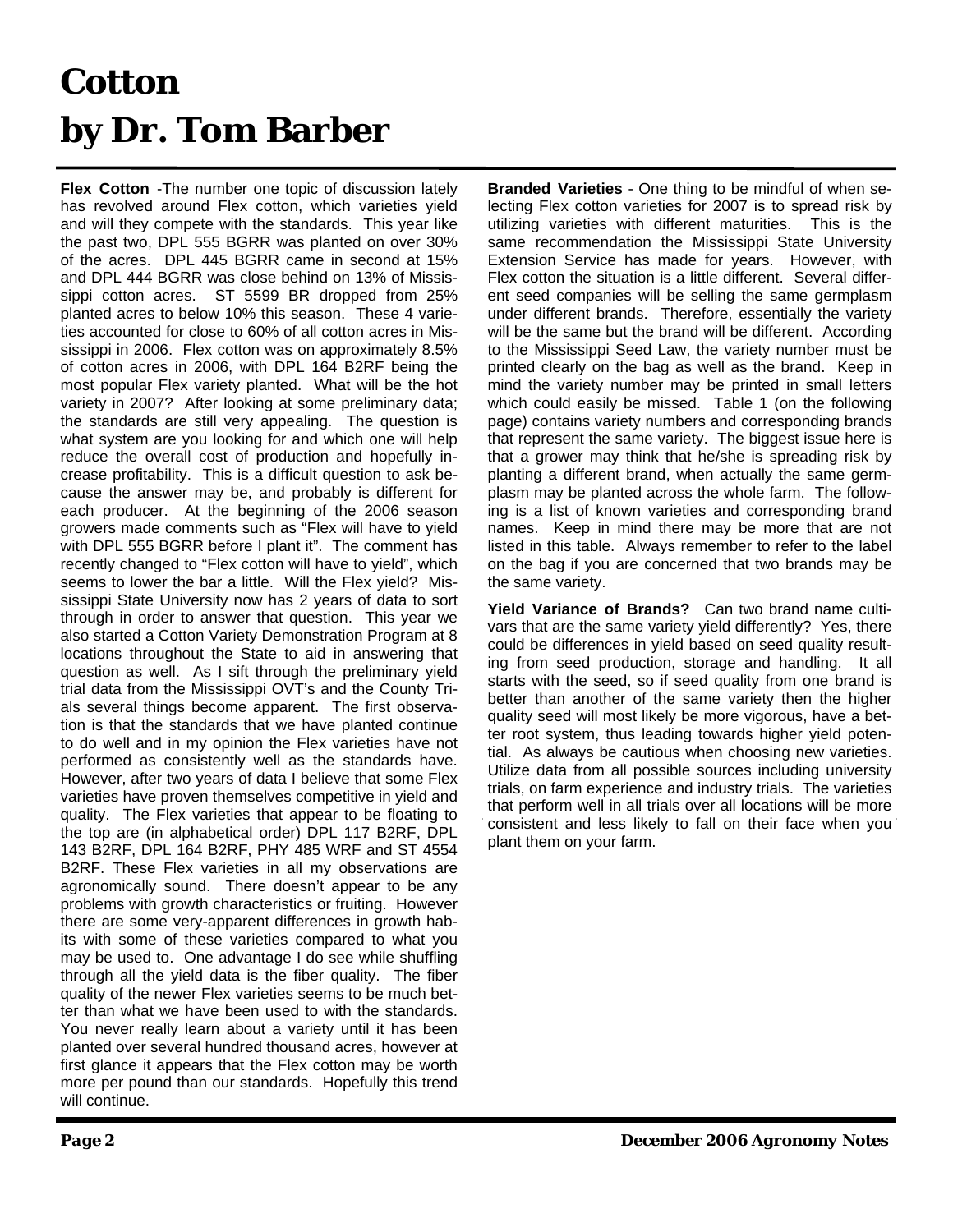# Cotton
# by Dr. Tom Barber

**Flex Cotton** -The number one topic of discussion lately has revolved around Flex cotton, which varieties yield and will they compete with the standards. This year like the past two, DPL 555 BGRR was planted on over 30% of the acres. DPL 445 BGRR came in second at 15% and DPL 444 BGRR was close behind on 13% of Mississippi cotton acres. ST 5599 BR dropped from 25% planted acres to below 10% this season. These 4 varieties accounted for close to 60% of all cotton acres in Mississippi in 2006. Flex cotton was on approximately 8.5% of cotton acres in 2006, with DPL 164 B2RF being the most popular Flex variety planted. What will be the hot variety in 2007? After looking at some preliminary data; the standards are still very appealing. The question is what system are you looking for and which one will help reduce the overall cost of production and hopefully increase profitability. This is a difficult question to ask because the answer may be, and probably is different for each producer. At the beginning of the 2006 season growers made comments such as "Flex will have to yield with DPL 555 BGRR before I plant it". The comment has recently changed to "Flex cotton will have to yield", which seems to lower the bar a little. Will the Flex yield? Mississippi State University now has 2 years of data to sort through in order to answer that question. This year we also started a Cotton Variety Demonstration Program at 8 locations throughout the State to aid in answering that question as well. As I sift through the preliminary yield trial data from the Mississippi OVT's and the County Trials several things become apparent. The first observation is that the standards that we have planted continue to do well and in my opinion the Flex varieties have not performed as consistently well as the standards have. However, after two years of data I believe that some Flex varieties have proven themselves competitive in yield and quality. The Flex varieties that appear to be floating to the top are (in alphabetical order) DPL 117 B2RF, DPL 143 B2RF, DPL 164 B2RF, PHY 485 WRF and ST 4554 B2RF. These Flex varieties in all my observations are agronomically sound. There doesn't appear to be any problems with growth characteristics or fruiting. However there are some very-apparent differences in growth habits with some of these varieties compared to what you may be used to. One advantage I do see while shuffling through all the yield data is the fiber quality. The fiber quality of the newer Flex varieties seems to be much better than what we have been used to with the standards. You never really learn about a variety until it has been planted over several hundred thousand acres, however at first glance it appears that the Flex cotton may be worth more per pound than our standards. Hopefully this trend will continue.

**Branded Varieties** - One thing to be mindful of when selecting Flex cotton varieties for 2007 is to spread risk by utilizing varieties with different maturities. This is the same recommendation the Mississippi State University Extension Service has made for years. However, with Flex cotton the situation is a little different. Several different seed companies will be selling the same germplasm under different brands. Therefore, essentially the variety will be the same but the brand will be different. According to the Mississippi Seed Law, the variety number must be printed clearly on the bag as well as the brand. Keep in mind the variety number may be printed in small letters which could easily be missed. Table 1 (on the following page) contains variety numbers and corresponding brands that represent the same variety. The biggest issue here is that a grower may think that he/she is spreading risk by planting a different brand, when actually the same germplasm may be planted across the whole farm. The following is a list of known varieties and corresponding brand names. Keep in mind there may be more that are not listed in this table. Always remember to refer to the label on the bag if you are concerned that two brands may be the same variety.

**Yield Variance of Brands?** Can two brand name cultivars that are the same variety yield differently? Yes, there could be differences in yield based on seed quality resulting from seed production, storage and handling. It all starts with the seed, so if seed quality from one brand is better than another of the same variety then the higher quality seed will most likely be more vigorous, have a better root system, thus leading towards higher yield potential. As always be cautious when choosing new varieties. Utilize data from all possible sources including university trials, on farm experience and industry trials. The varieties that perform well in all trials over all locations will be more consistent and less likely to fall on their face when you plant them on your farm.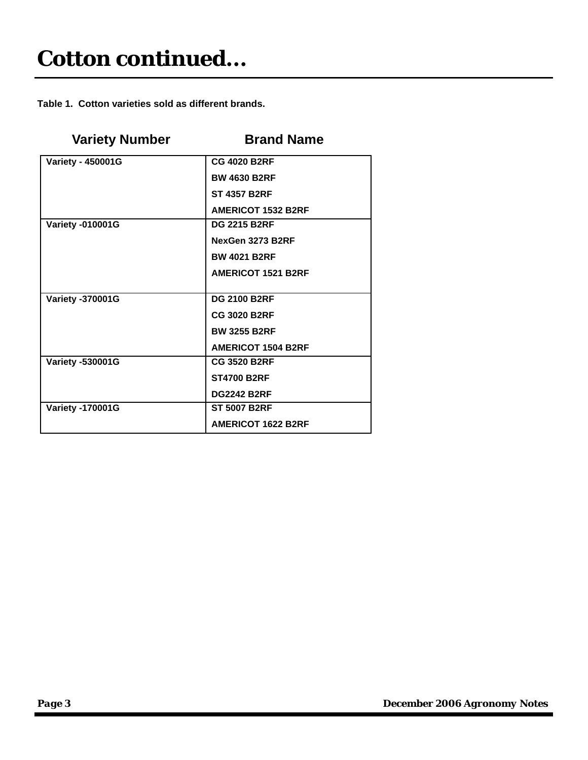# Cotton continued...

**Table 1. Cotton varieties sold as different brands.**

| Variety Number | Brand Name |
|---|---|
| Variety - 450001G | CG 4020 B2RF |
| | BW 4630 B2RF |
| | ST 4357 B2RF |
| | AMERICOT 1532 B2RF |
| Variety -010001G | DG 2215 B2RF |
| | NexGen 3273 B2RF |
| | BW 4021 B2RF |
| | AMERICOT 1521 B2RF |
| Variety -370001G | DG 2100 B2RF |
| | CG 3020 B2RF |
| | BW 3255 B2RF |
| | AMERICOT 1504 B2RF |
| Variety -530001G | CG 3520 B2RF |
| | ST4700 B2RF |
| | DG2242 B2RF |
| Variety -170001G | ST 5007 B2RF |
| | AMERICOT 1622 B2RF |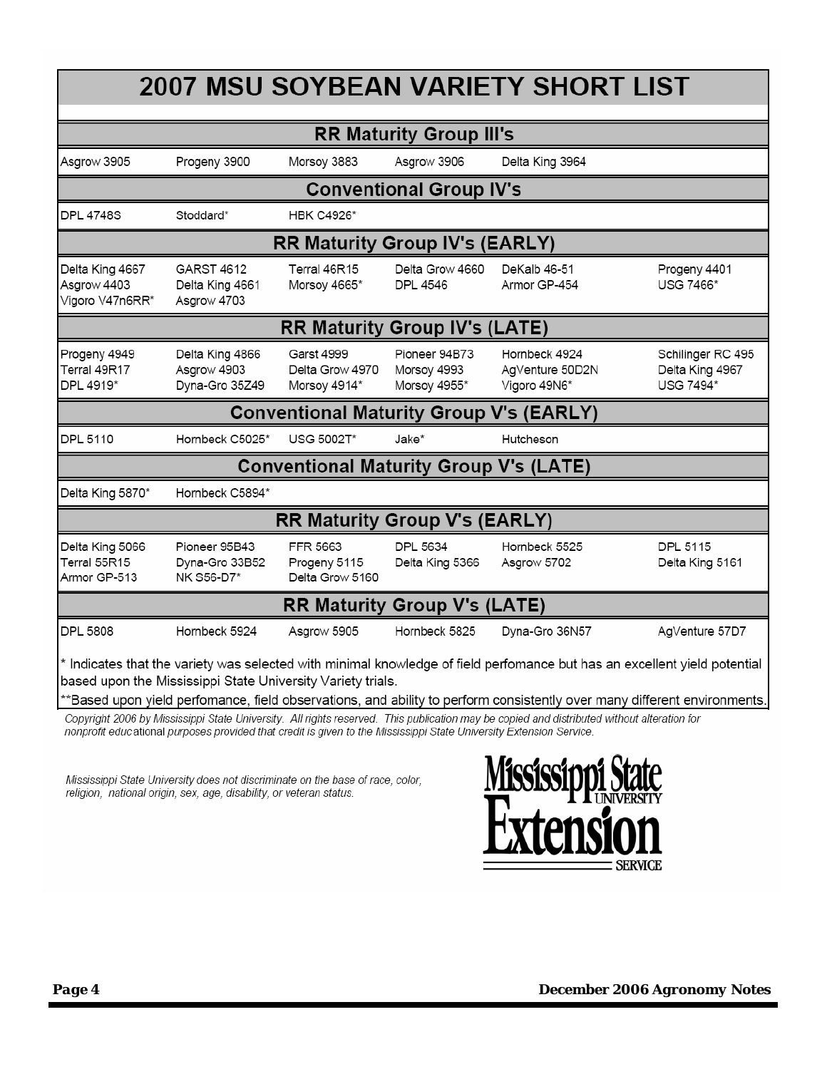# 2007 MSU SOYBEAN VARIETY SHORT LIST

| | | | | | |
|---|---|---|---|---|---|
| **RR Maturity Group III's** | | | | | |
| Asgrow 3905 | Progeny 3900 | Morsoy 3883 | Asgrow 3906 | Delta King 3964 | |
| **Conventional Group IV's** | | | | | |
| DPL 4748S | Stoddard* | HBK C4926* | | | |
| **RR Maturity Group IV's (EARLY)** | | | | | |
| Delta King 4667 | GARST 4612 | Terral 46R15 | Delta Grow 4660 | DeKalb 46-51 | Progeny 4401 |
| Asgrow 4403 | Delta King 4661 | Morsoy 4665* | DPL 4546 | Armor GP-454 | USG 7466* |
| Vigoro V47n6RR* | Asgrow 4703 | | | | |
| **RR Maturity Group IV's (LATE)** | | | | | |
| Progeny 4949 | Delta King 4866 | Garst 4999 | Pioneer 94B73 | Hornbeck 4924 | Schilinger RC 495 |
| Terral 49R17 | Asgrow 4903 | Delta Grow 4970 | Morsoy 4993 | AgVenture 50D2N | Delta King 4967 |
| DPL 4919* | Dyna-Gro 35Z49 | Morsoy 4914* | Morsoy 4955* | Vigoro 49N6* | USG 7494* |
| **Conventional Maturity Group V's (EARLY)** | | | | | |
| DPL 5110 | Hornbeck C5025* | USG 5002T* | Jake* | Hutcheson | |
| **Conventional Maturity Group V's (LATE)** | | | | | |
| Delta King 5870* | Hornbeck C5894* | | | | |
| **RR Maturity Group V's (EARLY)** | | | | | |
| Delta King 5066 | Pioneer 95B43 | FFR 5663 | DPL 5634 | Hornbeck 5525 | DPL 5115 |
| Terral 55R15 | Dyna-Gro 33B52 | Progeny 5115 | Delta King 5366 | Asgrow 5702 | Delta King 5161 |
| Armor GP-513 | NK S56-D7* | Delta Grow 5160 | | | |
| **RR Maturity Group V's (LATE)** | | | | | |
| DPL 5808 | Hornbeck 5924 | Asgrow 5905 | Hornbeck 5825 | Dyna-Gro 36N57 | AgVenture 57D7 |

* Indicates that the variety was selected with minimal knowledge of field perfomance but has an excellent yield potential based upon the Mississippi State University Variety trials.

**Based upon yield perfomance, field observations, and ability to perform consistently over many different environments.

*Copyright 2006 by Mississippi State University. All rights reserved. This publication may be copied and distributed without alteration for nonprofit educational purposes provided that credit is given to the Mississippi State University Extension Service.*

*Mississippi State University does not discriminate on the base of race, color, religion, national origin, sex, age, disability, or veteran status.*

Mississippi State University Extension Service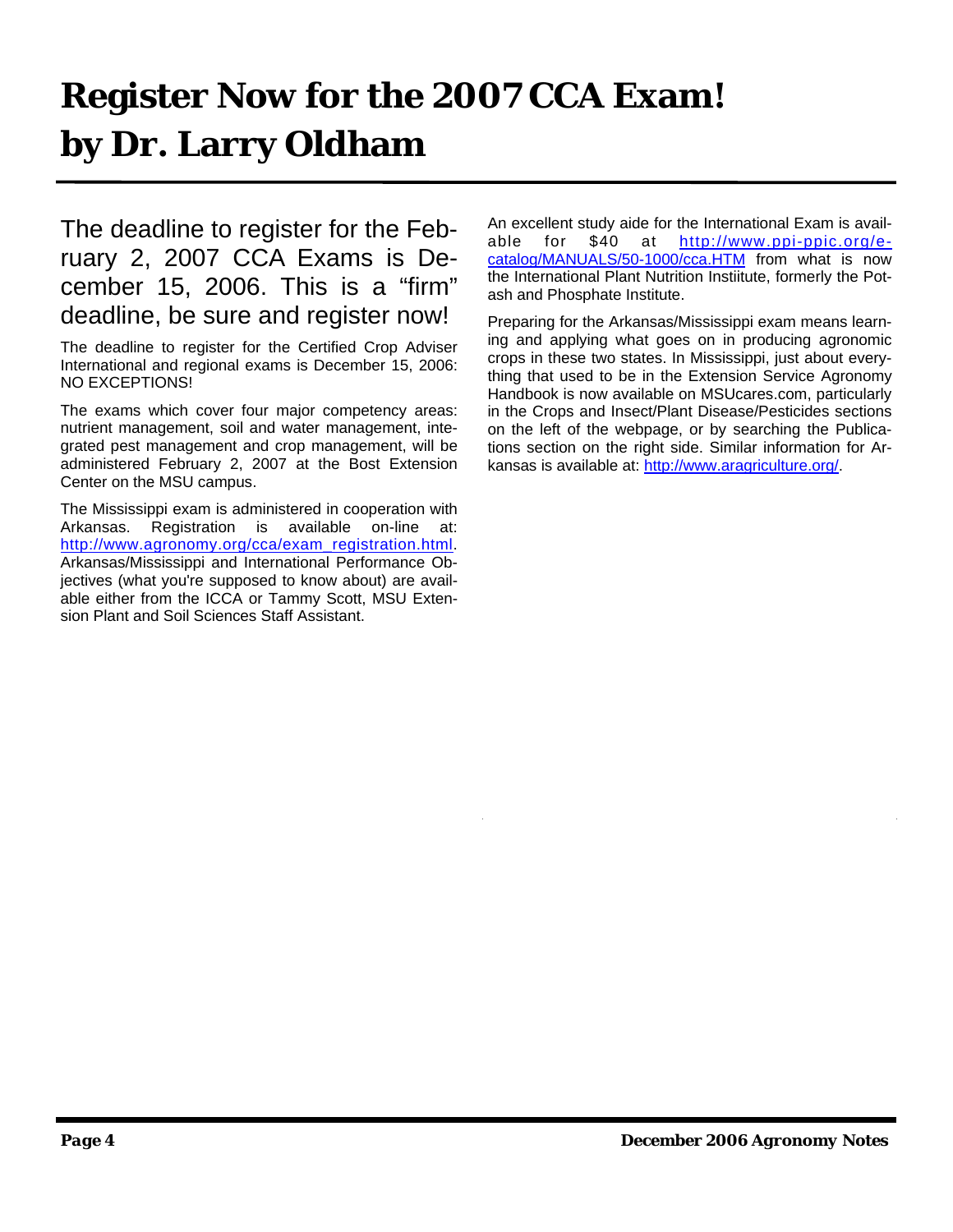# Register Now for the 2007 CCA Exam! by Dr. Larry Oldham

The deadline to register for the February 2, 2007 CCA Exams is December 15, 2006. This is a "firm" deadline, be sure and register now!

The deadline to register for the Certified Crop Adviser International and regional exams is December 15, 2006: NO EXCEPTIONS!

The exams which cover four major competency areas: nutrient management, soil and water management, integrated pest management and crop management, will be administered February 2, 2007 at the Bost Extension Center on the MSU campus.

The Mississippi exam is administered in cooperation with Arkansas. Registration is available on-line at: http://www.agronomy.org/cca/exam_registration.html. Arkansas/Mississippi and International Performance Objectives (what you're supposed to know about) are available either from the ICCA or Tammy Scott, MSU Extension Plant and Soil Sciences Staff Assistant.

An excellent study aide for the International Exam is available for $40 at http://www.ppi-ppic.org/e-catalog/MANUALS/50-1000/cca.HTM from what is now the International Plant Nutrition Instiitute, formerly the Potash and Phosphate Institute.

Preparing for the Arkansas/Mississippi exam means learning and applying what goes on in producing agronomic crops in these two states. In Mississippi, just about everything that used to be in the Extension Service Agronomy Handbook is now available on MSUcares.com, particularly in the Crops and Insect/Plant Disease/Pesticides sections on the left of the webpage, or by searching the Publications section on the right side. Similar information for Arkansas is available at: http://www.aragriculture.org/.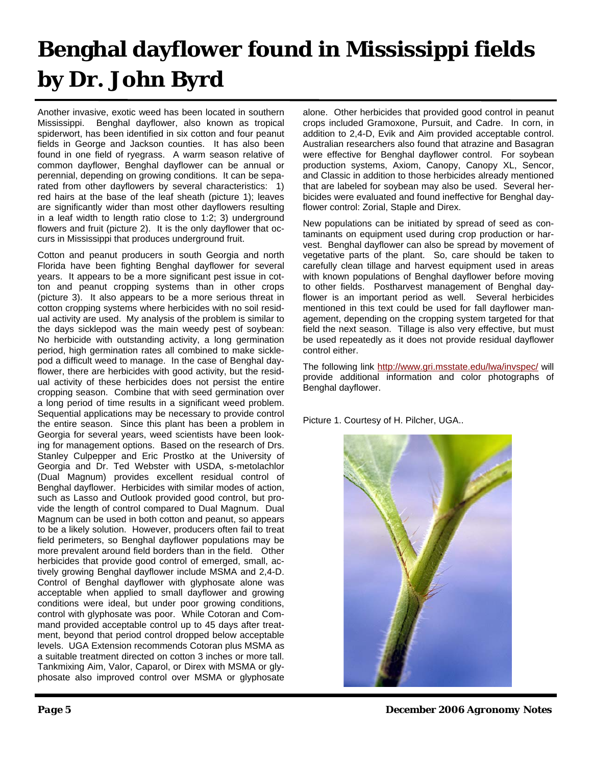# Benghal dayflower found in Mississippi fields by Dr. John Byrd

Another invasive, exotic weed has been located in southern Mississippi. Benghal dayflower, also known as tropical spiderwort, has been identified in six cotton and four peanut fields in George and Jackson counties. It has also been found in one field of ryegrass. A warm season relative of common dayflower, Benghal dayflower can be annual or perennial, depending on growing conditions. It can be separated from other dayflowers by several characteristics: 1) red hairs at the base of the leaf sheath (picture 1); leaves are significantly wider than most other dayflowers resulting in a leaf width to length ratio close to 1:2; 3) underground flowers and fruit (picture 2). It is the only dayflower that occurs in Mississippi that produces underground fruit.

Cotton and peanut producers in south Georgia and north Florida have been fighting Benghal dayflower for several years. It appears to be a more significant pest issue in cotton and peanut cropping systems than in other crops (picture 3). It also appears to be a more serious threat in cotton cropping systems where herbicides with no soil residual activity are used. My analysis of the problem is similar to the days sicklepod was the main weedy pest of soybean: No herbicide with outstanding activity, a long germination period, high germination rates all combined to make sicklepod a difficult weed to manage. In the case of Benghal dayflower, there are herbicides with good activity, but the residual activity of these herbicides does not persist the entire cropping season. Combine that with seed germination over a long period of time results in a significant weed problem. Sequential applications may be necessary to provide control the entire season. Since this plant has been a problem in Georgia for several years, weed scientists have been looking for management options. Based on the research of Drs. Stanley Culpepper and Eric Prostko at the University of Georgia and Dr. Ted Webster with USDA, s-metolachlor (Dual Magnum) provides excellent residual control of Benghal dayflower. Herbicides with similar modes of action, such as Lasso and Outlook provided good control, but provide the length of control compared to Dual Magnum. Dual Magnum can be used in both cotton and peanut, so appears to be a likely solution. However, producers often fail to treat field perimeters, so Benghal dayflower populations may be more prevalent around field borders than in the field. Other herbicides that provide good control of emerged, small, actively growing Benghal dayflower include MSMA and 2,4-D. Control of Benghal dayflower with glyphosate alone was acceptable when applied to small dayflower and growing conditions were ideal, but under poor growing conditions, control with glyphosate was poor. While Cotoran and Command provided acceptable control up to 45 days after treatment, beyond that period control dropped below acceptable levels. UGA Extension recommends Cotoran plus MSMA as a suitable treatment directed on cotton 3 inches or more tall. Tankmixing Aim, Valor, Caparol, or Direx with MSMA or glyphosate also improved control over MSMA or glyphosate alone. Other herbicides that provided good control in peanut crops included Gramoxone, Pursuit, and Cadre. In corn, in addition to 2,4-D, Evik and Aim provided acceptable control. Australian researchers also found that atrazine and Basagran were effective for Benghal dayflower control. For soybean production systems, Axiom, Canopy, Canopy XL, Sencor, and Classic in addition to those herbicides already mentioned that are labeled for soybean may also be used. Several herbicides were evaluated and found ineffective for Benghal dayflower control: Zorial, Staple and Direx.

New populations can be initiated by spread of seed as contaminants on equipment used during crop production or harvest. Benghal dayflower can also be spread by movement of vegetative parts of the plant. So, care should be taken to carefully clean tillage and harvest equipment used in areas with known populations of Benghal dayflower before moving to other fields. Postharvest management of Benghal dayflower is an important period as well. Several herbicides mentioned in this text could be used for fall dayflower management, depending on the cropping system targeted for that field the next season. Tillage is also very effective, but must be used repeatedly as it does not provide residual dayflower control either.

The following link http://www.gri.msstate.edu/lwa/invspec/ will provide additional information and color photographs of Benghal dayflower.

Picture 1. Courtesy of H. Pilcher, UGA..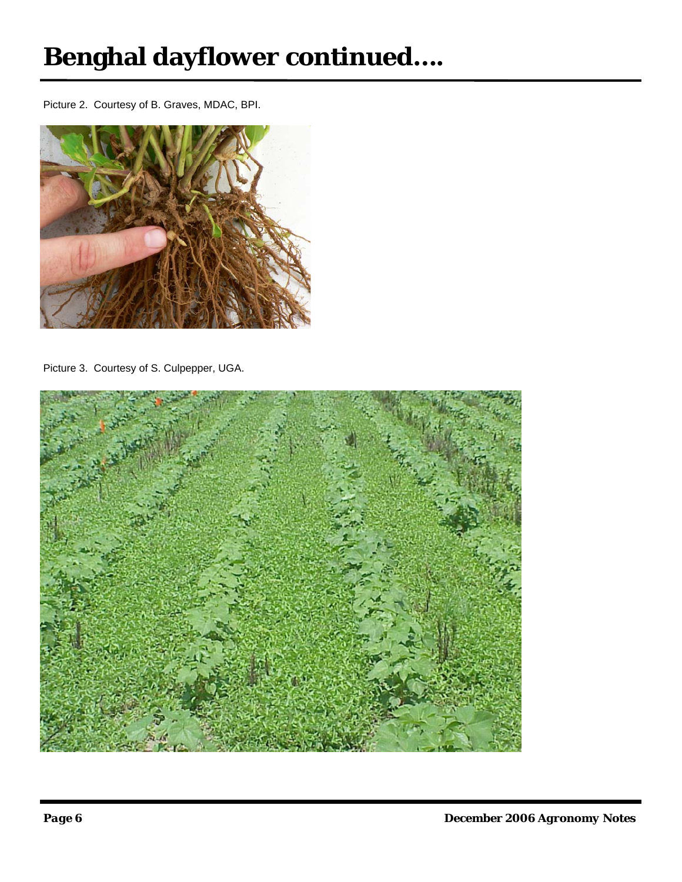# Benghal dayflower continued....

Picture 2. Courtesy of B. Graves, MDAC, BPI.

Picture 3. Courtesy of S. Culpepper, UGA.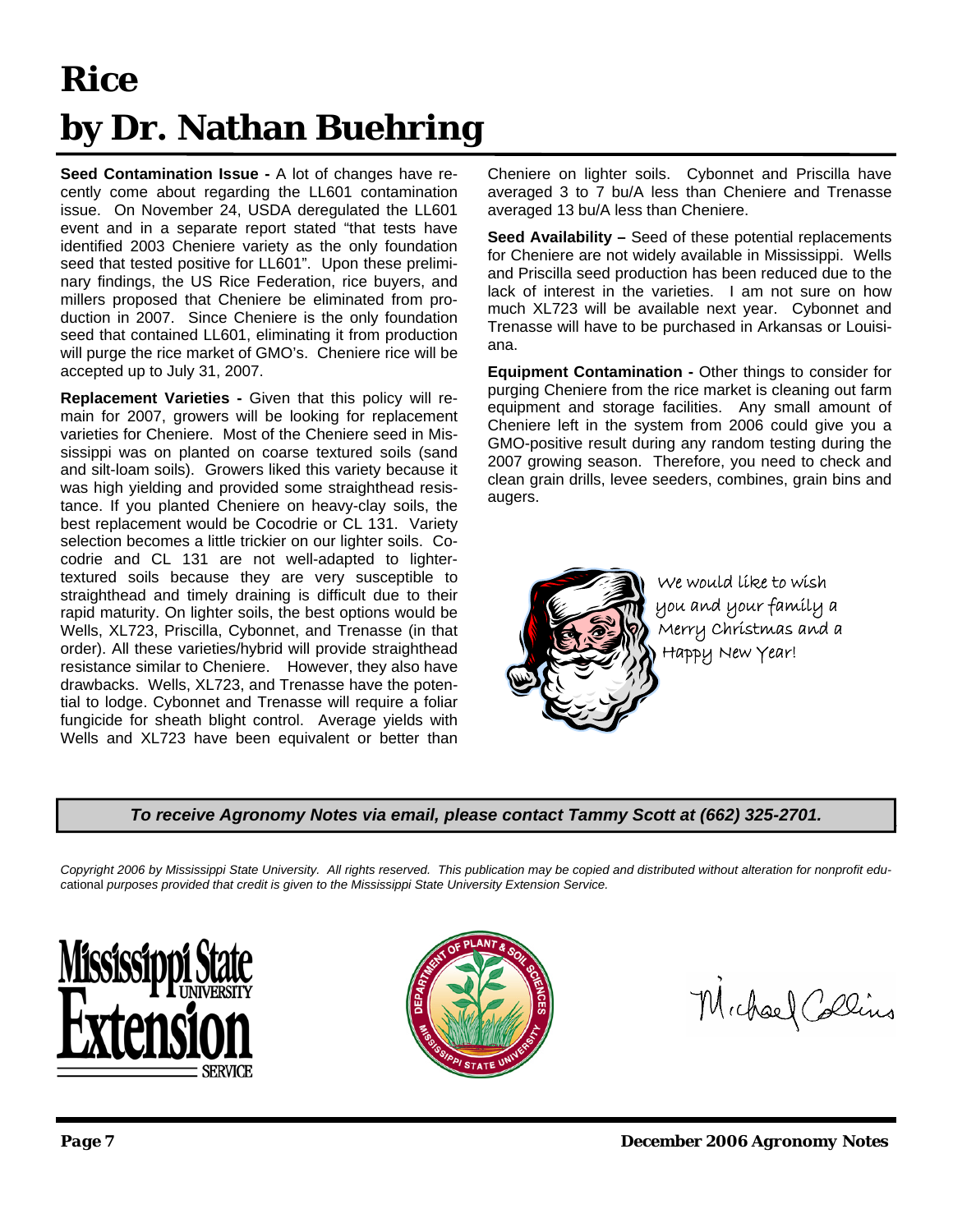# Rice
# by Dr. Nathan Buehring

**Seed Contamination Issue -** A lot of changes have recently come about regarding the LL601 contamination issue. On November 24, USDA deregulated the LL601 event and in a separate report stated "that tests have identified 2003 Cheniere variety as the only foundation seed that tested positive for LL601". Upon these preliminary findings, the US Rice Federation, rice buyers, and millers proposed that Cheniere be eliminated from production in 2007. Since Cheniere is the only foundation seed that contained LL601, eliminating it from production will purge the rice market of GMO's. Cheniere rice will be accepted up to July 31, 2007.

**Replacement Varieties -** Given that this policy will remain for 2007, growers will be looking for replacement varieties for Cheniere. Most of the Cheniere seed in Mississippi was on planted on coarse textured soils (sand and silt-loam soils). Growers liked this variety because it was high yielding and provided some straighthead resistance. If you planted Cheniere on heavy-clay soils, the best replacement would be Cocodrie or CL 131. Variety selection becomes a little trickier on our lighter soils. Cocodrie and CL 131 are not well-adapted to lighter-textured soils because they are very susceptible to straighthead and timely draining is difficult due to their rapid maturity. On lighter soils, the best options would be Wells, XL723, Priscilla, Cybonnet, and Trenasse (in that order). All these varieties/hybrid will provide straighthead resistance similar to Cheniere. However, they also have drawbacks. Wells, XL723, and Trenasse have the potential to lodge. Cybonnet and Trenasse will require a foliar fungicide for sheath blight control. Average yields with Wells and XL723 have been equivalent or better than Cheniere on lighter soils. Cybonnet and Priscilla have averaged 3 to 7 bu/A less than Cheniere and Trenasse averaged 13 bu/A less than Cheniere.

**Seed Availability –** Seed of these potential replacements for Cheniere are not widely available in Mississippi. Wells and Priscilla seed production has been reduced due to the lack of interest in the varieties. I am not sure on how much XL723 will be available next year. Cybonnet and Trenasse will have to be purchased in Arkansas or Louisiana.

**Equipment Contamination -** Other things to consider for purging Cheniere from the rice market is cleaning out farm equipment and storage facilities. Any small amount of Cheniere left in the system from 2006 could give you a GMO-positive result during any random testing during the 2007 growing season. Therefore, you need to check and clean grain drills, levee seeders, combines, grain bins and augers.

We would like to wish you and your family a Merry Christmas and a Happy New Year!

***To receive Agronomy Notes via email, please contact Tammy Scott at (662) 325-2701.***

*Copyright 2006 by Mississippi State University. All rights reserved. This publication may be copied and distributed without alteration for nonprofit educational purposes provided that credit is given to the Mississippi State University Extension Service.*

Michael Collins